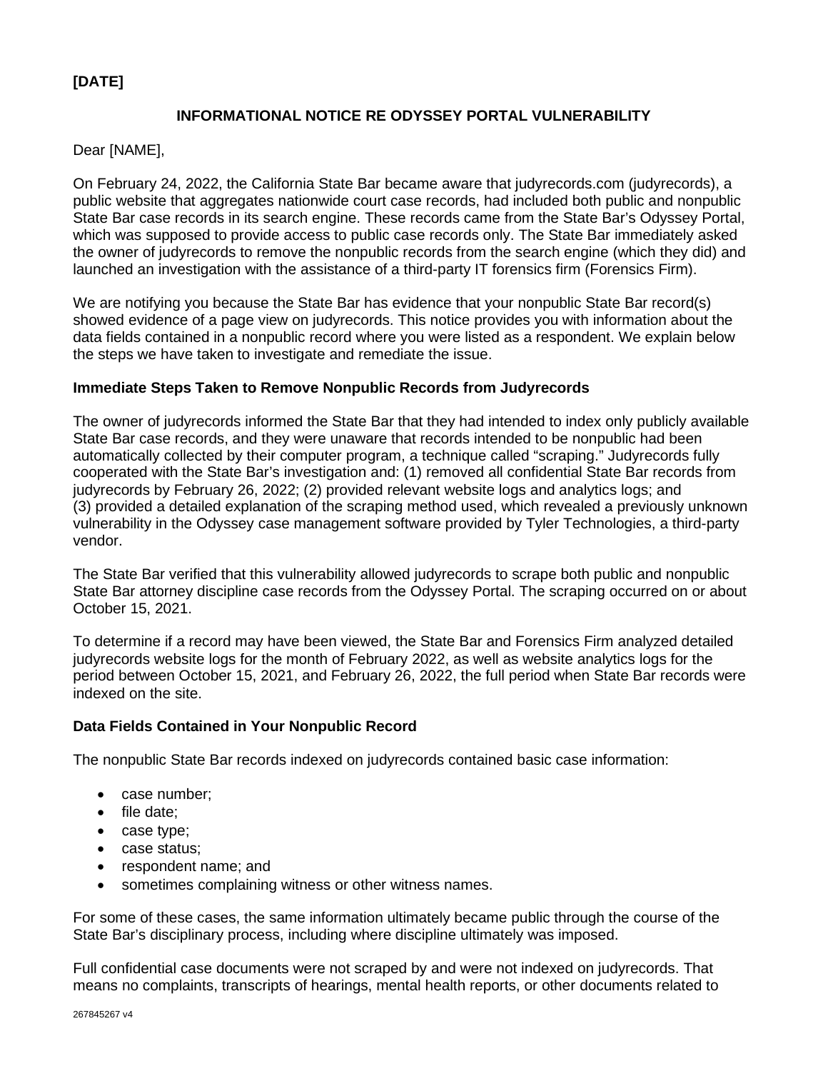**[DATE]**

**INFORMATIONAL NOTICE RE ODYSSEY PORTAL VULNERABILITY**

Dear [NAME],

On February 24, 2022, the California State Bar became aware that judyrecords.com (judyrecords), a public website that aggregates nationwide court case records, had included both public and nonpublic State Bar case records in its search engine. These records came from the State Bar's Odyssey Portal, which was supposed to provide access to public case records only. The State Bar immediately asked the owner of judyrecords to remove the nonpublic records from the search engine (which they did) and launched an investigation with the assistance of a third-party IT forensics firm (Forensics Firm).

We are notifying you because the State Bar has evidence that your nonpublic State Bar record(s) showed evidence of a page view on judyrecords. This notice provides you with information about the data fields contained in a nonpublic record where you were listed as a respondent. We explain below the steps we have taken to investigate and remediate the issue.

**Immediate Steps Taken to Remove Nonpublic Records from Judyrecords**

The owner of judyrecords informed the State Bar that they had intended to index only publicly available State Bar case records, and they were unaware that records intended to be nonpublic had been automatically collected by their computer program, a technique called "scraping." Judyrecords fully cooperated with the State Bar's investigation and: (1) removed all confidential State Bar records from judyrecords by February 26, 2022; (2) provided relevant website logs and analytics logs; and (3) provided a detailed explanation of the scraping method used, which revealed a previously unknown vulnerability in the Odyssey case management software provided by Tyler Technologies, a third-party vendor.

The State Bar verified that this vulnerability allowed judyrecords to scrape both public and nonpublic State Bar attorney discipline case records from the Odyssey Portal. The scraping occurred on or about October 15, 2021.

To determine if a record may have been viewed, the State Bar and Forensics Firm analyzed detailed judyrecords website logs for the month of February 2022, as well as website analytics logs for the period between October 15, 2021, and February 26, 2022, the full period when State Bar records were indexed on the site.

**Data Fields Contained in Your Nonpublic Record**

The nonpublic State Bar records indexed on judyrecords contained basic case information:

- case number;
- file date;
- case type;
- case status;
- respondent name; and
- sometimes complaining witness or other witness names.

For some of these cases, the same information ultimately became public through the course of the State Bar's disciplinary process, including where discipline ultimately was imposed.

Full confidential case documents were not scraped by and were not indexed on judyrecords. That means no complaints, transcripts of hearings, mental health reports, or other documents related to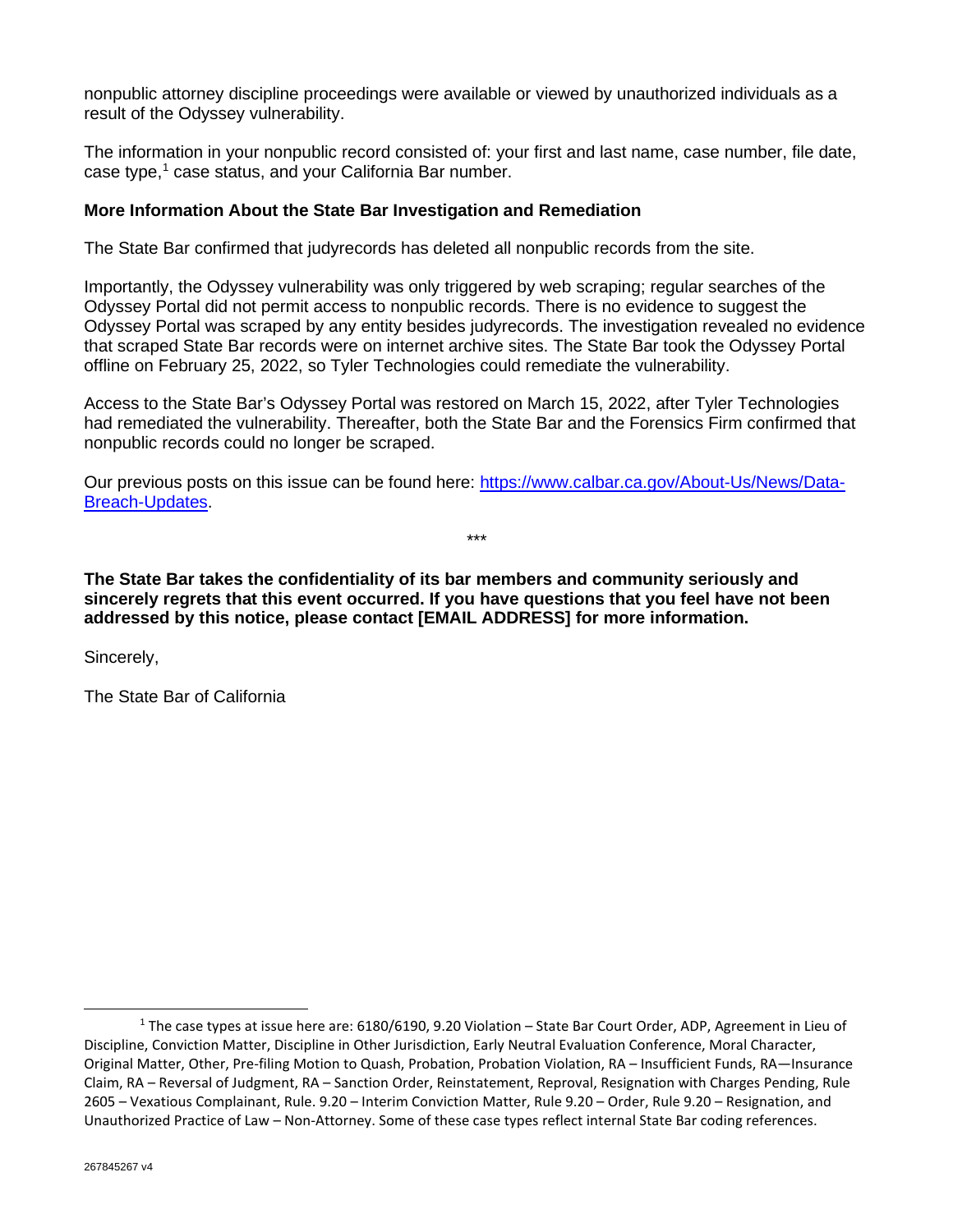nonpublic attorney discipline proceedings were available or viewed by unauthorized individuals as a result of the Odyssey vulnerability.

The information in your nonpublic record consisted of: your first and last name, case number, file date, case type,[1] case status, and your California Bar number.

**More Information About the State Bar Investigation and Remediation**

The State Bar confirmed that judyrecords has deleted all nonpublic records from the site.

Importantly, the Odyssey vulnerability was only triggered by web scraping; regular searches of the Odyssey Portal did not permit access to nonpublic records. There is no evidence to suggest the Odyssey Portal was scraped by any entity besides judyrecords. The investigation revealed no evidence that scraped State Bar records were on internet archive sites. The State Bar took the Odyssey Portal offline on February 25, 2022, so Tyler Technologies could remediate the vulnerability.

Access to the State Bar's Odyssey Portal was restored on March 15, 2022, after Tyler Technologies had remediated the vulnerability. Thereafter, both the State Bar and the Forensics Firm confirmed that nonpublic records could no longer be scraped.

Our previous posts on this issue can be found here: https://www.calbar.ca.gov/About-Us/News/Data-Breach-Updates.

***

**The State Bar takes the confidentiality of its bar members and community seriously and sincerely regrets that this event occurred. If you have questions that you feel have not been addressed by this notice, please contact [EMAIL ADDRESS] for more information.**

Sincerely,

The State Bar of California

[1] The case types at issue here are: 6180/6190, 9.20 Violation – State Bar Court Order, ADP, Agreement in Lieu of Discipline, Conviction Matter, Discipline in Other Jurisdiction, Early Neutral Evaluation Conference, Moral Character, Original Matter, Other, Pre-filing Motion to Quash, Probation, Probation Violation, RA – Insufficient Funds, RA—Insurance Claim, RA – Reversal of Judgment, RA – Sanction Order, Reinstatement, Reproval, Resignation with Charges Pending, Rule 2605 – Vexatious Complainant, Rule. 9.20 – Interim Conviction Matter, Rule 9.20 – Order, Rule 9.20 – Resignation, and Unauthorized Practice of Law – Non-Attorney. Some of these case types reflect internal State Bar coding references.

267845267 v4